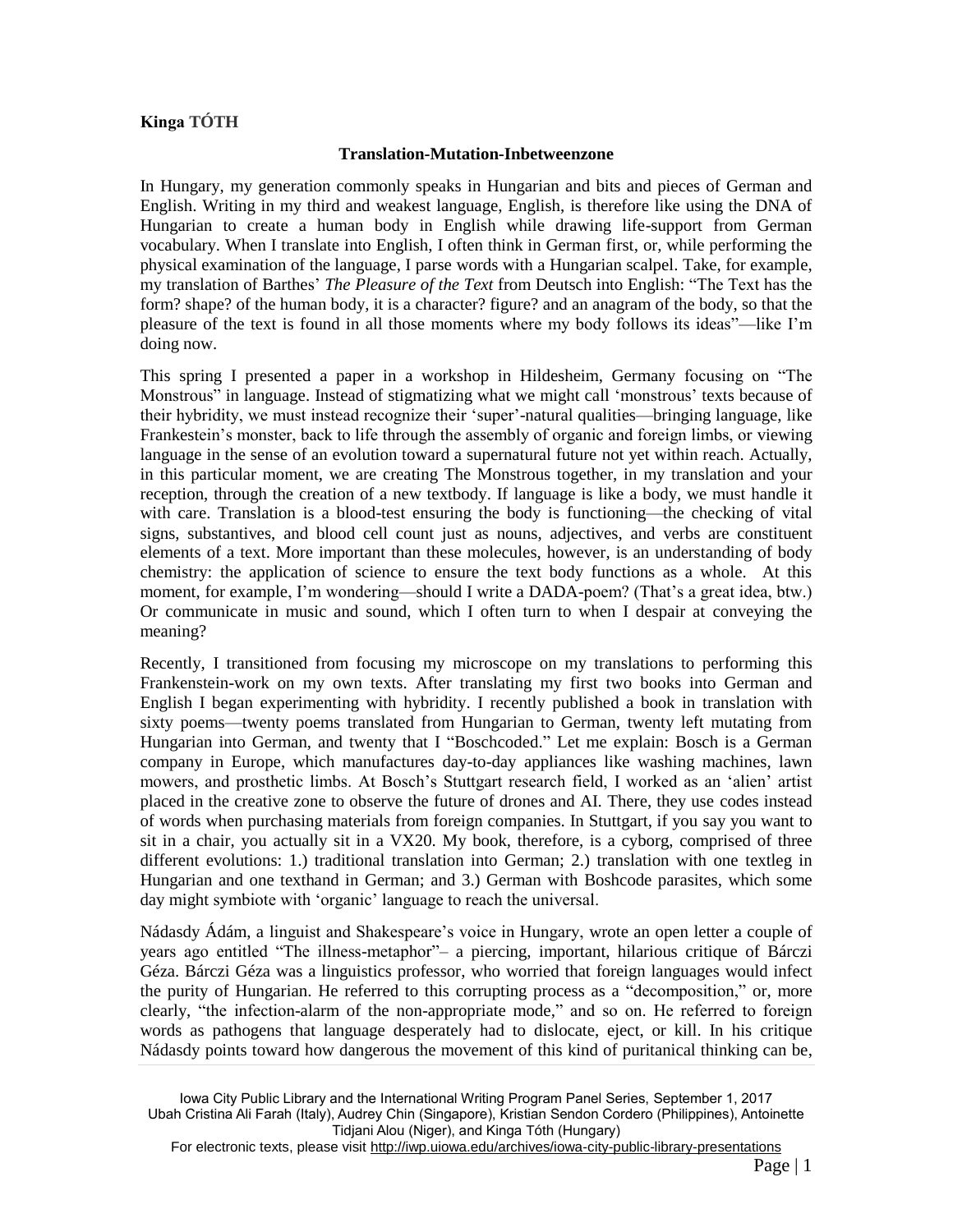**Kinga TÓTH**

**Translation-Mutation-Inbetweenzone**

In Hungary, my generation commonly speaks in Hungarian and bits and pieces of German and English. Writing in my third and weakest language, English, is therefore like using the DNA of Hungarian to create a human body in English while drawing life-support from German vocabulary. When I translate into English, I often think in German first, or, while performing the physical examination of the language, I parse words with a Hungarian scalpel. Take, for example, my translation of Barthes' *The Pleasure of the Text* from Deutsch into English: "The Text has the form? shape? of the human body, it is a character? figure? and an anagram of the body, so that the pleasure of the text is found in all those moments where my body follows its ideas"—like I'm doing now.

This spring I presented a paper in a workshop in Hildesheim, Germany focusing on "The Monstrous" in language. Instead of stigmatizing what we might call 'monstrous' texts because of their hybridity, we must instead recognize their 'super'-natural qualities—bringing language, like Frankestein's monster, back to life through the assembly of organic and foreign limbs, or viewing language in the sense of an evolution toward a supernatural future not yet within reach. Actually, in this particular moment, we are creating The Monstrous together, in my translation and your reception, through the creation of a new textbody. If language is like a body, we must handle it with care. Translation is a blood-test ensuring the body is functioning—the checking of vital signs, substantives, and blood cell count just as nouns, adjectives, and verbs are constituent elements of a text. More important than these molecules, however, is an understanding of body chemistry: the application of science to ensure the text body functions as a whole. At this moment, for example, I'm wondering—should I write a DADA-poem? (That's a great idea, btw.) Or communicate in music and sound, which I often turn to when I despair at conveying the meaning?

Recently, I transitioned from focusing my microscope on my translations to performing this Frankenstein-work on my own texts. After translating my first two books into German and English I began experimenting with hybridity. I recently published a book in translation with sixty poems—twenty poems translated from Hungarian to German, twenty left mutating from Hungarian into German, and twenty that I "Boschcoded." Let me explain: Bosch is a German company in Europe, which manufactures day-to-day appliances like washing machines, lawn mowers, and prosthetic limbs. At Bosch's Stuttgart research field, I worked as an 'alien' artist placed in the creative zone to observe the future of drones and AI. There, they use codes instead of words when purchasing materials from foreign companies. In Stuttgart, if you say you want to sit in a chair, you actually sit in a VX20. My book, therefore, is a cyborg, comprised of three different evolutions: 1.) traditional translation into German; 2.) translation with one textleg in Hungarian and one texthand in German; and 3.) German with Boshcode parasites, which some day might symbiote with 'organic' language to reach the universal.

Nádasdy Ádám, a linguist and Shakespeare's voice in Hungary, wrote an open letter a couple of years ago entitled "The illness-metaphor"– a piercing, important, hilarious critique of Bárczi Géza. Bárczi Géza was a linguistics professor, who worried that foreign languages would infect the purity of Hungarian. He referred to this corrupting process as a "decomposition," or, more clearly, "the infection-alarm of the non-appropriate mode," and so on. He referred to foreign words as pathogens that language desperately had to dislocate, eject, or kill. In his critique Nádasdy points toward how dangerous the movement of this kind of puritanical thinking can be,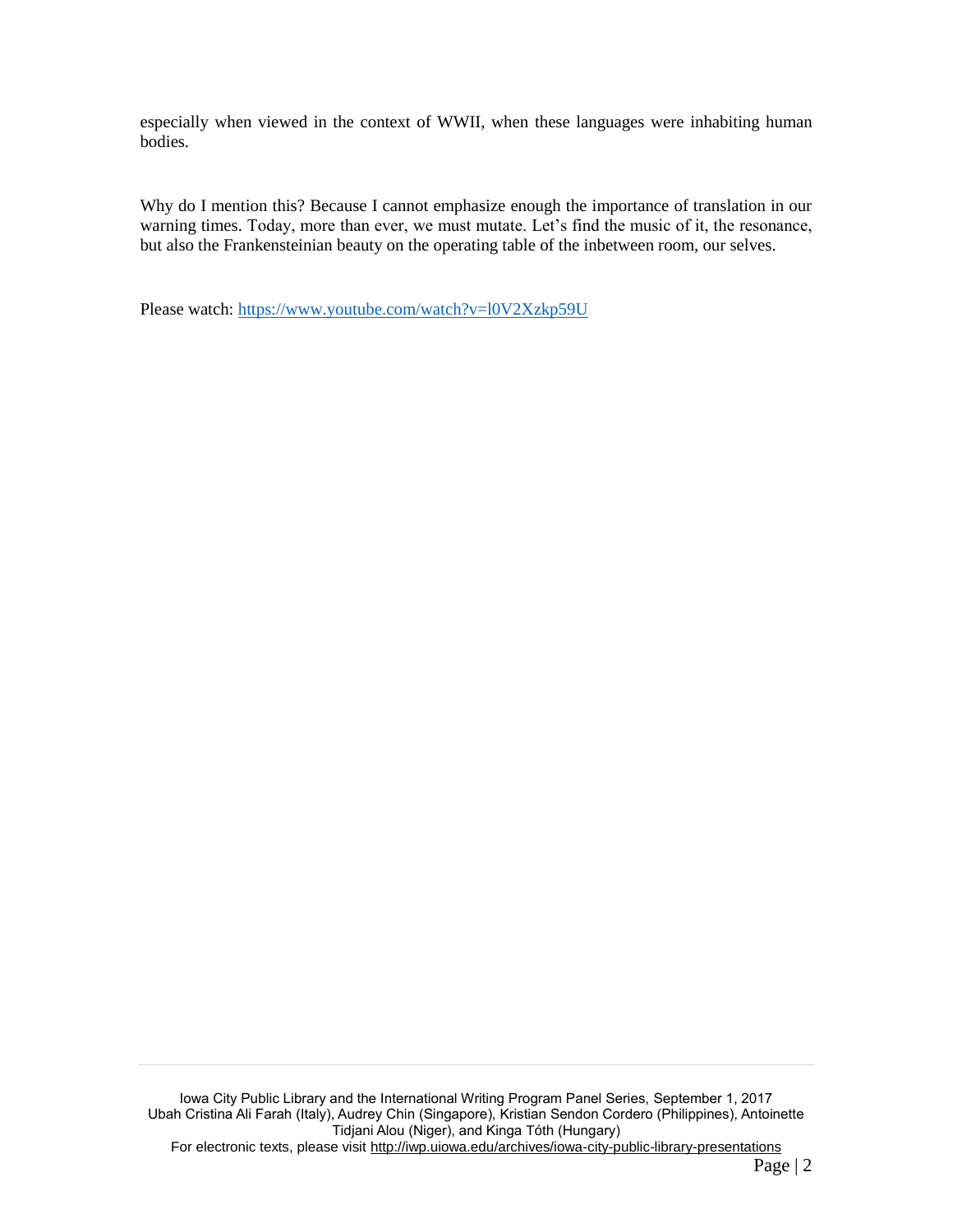especially when viewed in the context of WWII, when these languages were inhabiting human bodies.

Why do I mention this? Because I cannot emphasize enough the importance of translation in our warning times. Today, more than ever, we must mutate. Let's find the music of it, the resonance, but also the Frankensteinian beauty on the operating table of the inbetween room, our selves.

Please watch: https://www.youtube.com/watch?v=l0V2Xzkp59U